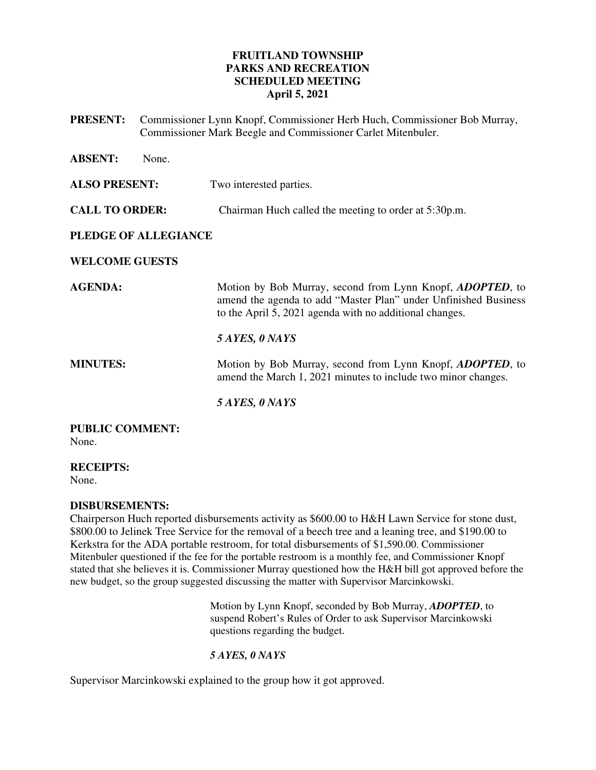# FRUITLAND TOWNSHIP
# PARKS AND RECREATION
# SCHEDULED MEETING
# April 5, 2021

**PRESENT:** Commissioner Lynn Knopf, Commissioner Herb Huch, Commissioner Bob Murray, Commissioner Mark Beegle and Commissioner Carlet Mitenbuler.

**ABSENT:** None.

**ALSO PRESENT:** Two interested parties.

**CALL TO ORDER:** Chairman Huch called the meeting to order at 5:30p.m.

**PLEDGE OF ALLEGIANCE**

**WELCOME GUESTS**

**AGENDA:** Motion by Bob Murray, second from Lynn Knopf, ***ADOPTED***, to amend the agenda to add "Master Plan" under Unfinished Business to the April 5, 2021 agenda with no additional changes.

***5 AYES, 0 NAYS***

**MINUTES:** Motion by Bob Murray, second from Lynn Knopf, ***ADOPTED***, to amend the March 1, 2021 minutes to include two minor changes.

***5 AYES, 0 NAYS***

**PUBLIC COMMENT:**
None.

**RECEIPTS:**
None.

**DISBURSEMENTS:**
Chairperson Huch reported disbursements activity as $600.00 to H&H Lawn Service for stone dust, $800.00 to Jelinek Tree Service for the removal of a beech tree and a leaning tree, and $190.00 to Kerkstra for the ADA portable restroom, for total disbursements of $1,590.00. Commissioner Mitenbuler questioned if the fee for the portable restroom is a monthly fee, and Commissioner Knopf stated that she believes it is. Commissioner Murray questioned how the H&H bill got approved before the new budget, so the group suggested discussing the matter with Supervisor Marcinkowski.

Motion by Lynn Knopf, seconded by Bob Murray, ***ADOPTED***, to suspend Robert's Rules of Order to ask Supervisor Marcinkowski questions regarding the budget.

***5 AYES, 0 NAYS***

Supervisor Marcinkowski explained to the group how it got approved.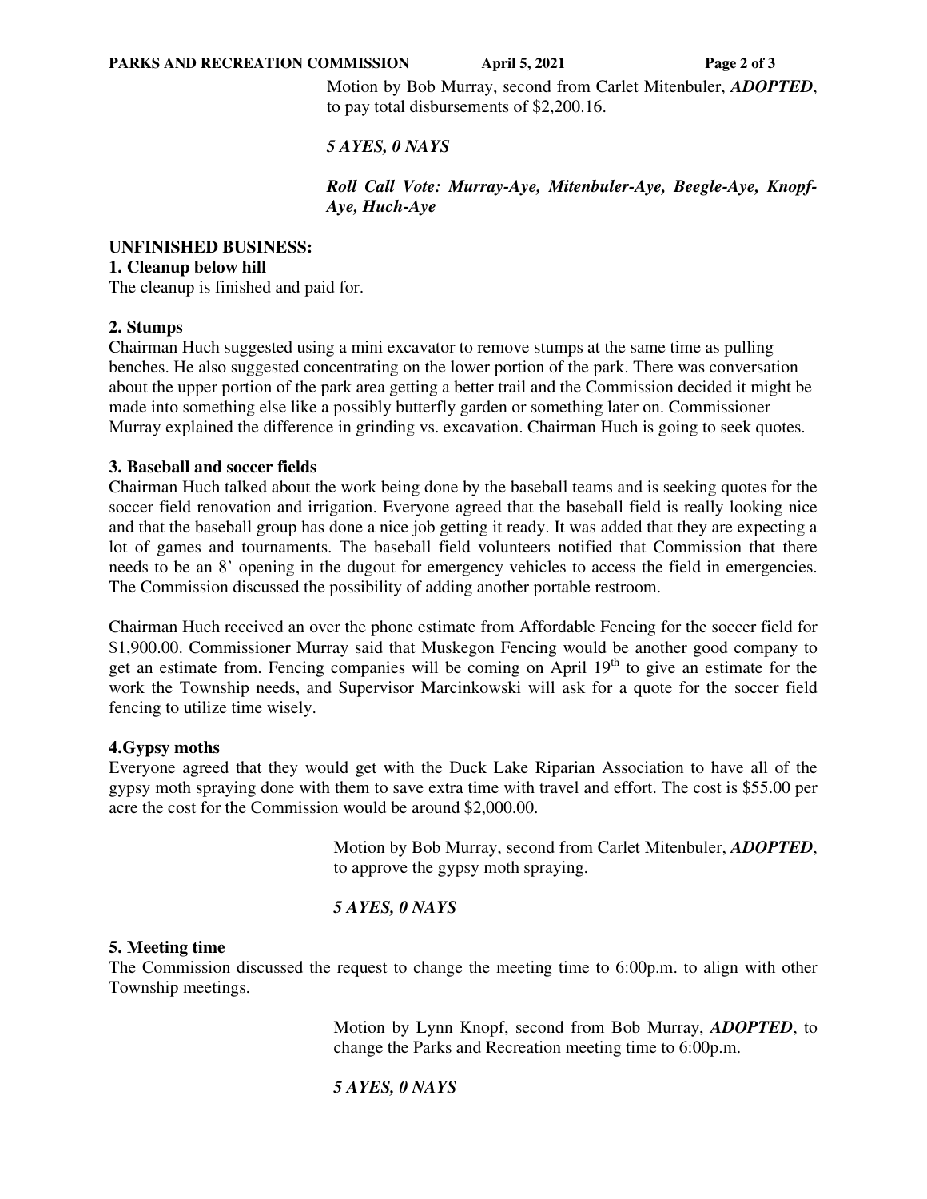Motion by Bob Murray, second from Carlet Mitenbuler, ***ADOPTED***, to pay total disbursements of $2,200.16.

***5 AYES, 0 NAYS***

***Roll Call Vote: Murray-Aye, Mitenbuler-Aye, Beegle-Aye, Knopf-Aye, Huch-Aye***

**UNFINISHED BUSINESS:**

**1. Cleanup below hill**

The cleanup is finished and paid for.

**2. Stumps**

Chairman Huch suggested using a mini excavator to remove stumps at the same time as pulling benches. He also suggested concentrating on the lower portion of the park. There was conversation about the upper portion of the park area getting a better trail and the Commission decided it might be made into something else like a possibly butterfly garden or something later on. Commissioner Murray explained the difference in grinding vs. excavation. Chairman Huch is going to seek quotes.

**3. Baseball and soccer fields**

Chairman Huch talked about the work being done by the baseball teams and is seeking quotes for the soccer field renovation and irrigation. Everyone agreed that the baseball field is really looking nice and that the baseball group has done a nice job getting it ready. It was added that they are expecting a lot of games and tournaments. The baseball field volunteers notified that Commission that there needs to be an 8' opening in the dugout for emergency vehicles to access the field in emergencies. The Commission discussed the possibility of adding another portable restroom.

Chairman Huch received an over the phone estimate from Affordable Fencing for the soccer field for $1,900.00. Commissioner Murray said that Muskegon Fencing would be another good company to get an estimate from. Fencing companies will be coming on April 19th to give an estimate for the work the Township needs, and Supervisor Marcinkowski will ask for a quote for the soccer field fencing to utilize time wisely.

**4.Gypsy moths**

Everyone agreed that they would get with the Duck Lake Riparian Association to have all of the gypsy moth spraying done with them to save extra time with travel and effort. The cost is $55.00 per acre the cost for the Commission would be around $2,000.00.

Motion by Bob Murray, second from Carlet Mitenbuler, ***ADOPTED***, to approve the gypsy moth spraying.

***5 AYES, 0 NAYS***

**5. Meeting time**

The Commission discussed the request to change the meeting time to 6:00p.m. to align with other Township meetings.

Motion by Lynn Knopf, second from Bob Murray, ***ADOPTED***, to change the Parks and Recreation meeting time to 6:00p.m.

***5 AYES, 0 NAYS***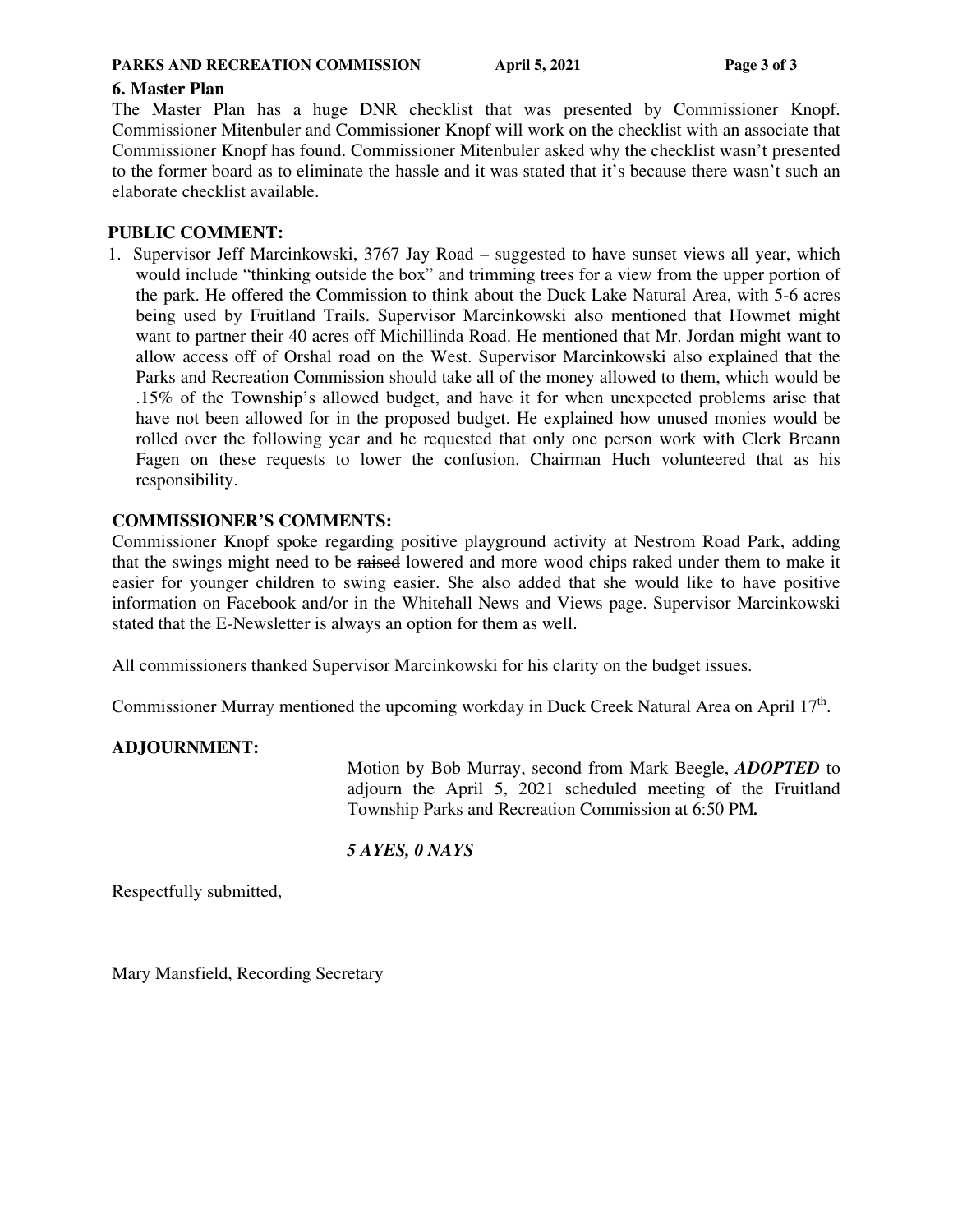### 6. Master Plan

The Master Plan has a huge DNR checklist that was presented by Commissioner Knopf. Commissioner Mitenbuler and Commissioner Knopf will work on the checklist with an associate that Commissioner Knopf has found. Commissioner Mitenbuler asked why the checklist wasn't presented to the former board as to eliminate the hassle and it was stated that it's because there wasn't such an elaborate checklist available.

## PUBLIC COMMENT:

1. Supervisor Jeff Marcinkowski, 3767 Jay Road – suggested to have sunset views all year, which would include "thinking outside the box" and trimming trees for a view from the upper portion of the park. He offered the Commission to think about the Duck Lake Natural Area, with 5-6 acres being used by Fruitland Trails. Supervisor Marcinkowski also mentioned that Howmet might want to partner their 40 acres off Michillinda Road. He mentioned that Mr. Jordan might want to allow access off of Orshal road on the West. Supervisor Marcinkowski also explained that the Parks and Recreation Commission should take all of the money allowed to them, which would be .15% of the Township's allowed budget, and have it for when unexpected problems arise that have not been allowed for in the proposed budget. He explained how unused monies would be rolled over the following year and he requested that only one person work with Clerk Breann Fagen on these requests to lower the confusion. Chairman Huch volunteered that as his responsibility.

## COMMISSIONER'S COMMENTS:

Commissioner Knopf spoke regarding positive playground activity at Nestrom Road Park, adding that the swings might need to be ~~raised~~ lowered and more wood chips raked under them to make it easier for younger children to swing easier. She also added that she would like to have positive information on Facebook and/or in the Whitehall News and Views page. Supervisor Marcinkowski stated that the E-Newsletter is always an option for them as well.

All commissioners thanked Supervisor Marcinkowski for his clarity on the budget issues.

Commissioner Murray mentioned the upcoming workday in Duck Creek Natural Area on April 17th.

## ADJOURNMENT:

Motion by Bob Murray, second from Mark Beegle, ***ADOPTED*** to adjourn the April 5, 2021 scheduled meeting of the Fruitland Township Parks and Recreation Commission at 6:50 PM**.**

***5 AYES, 0 NAYS***

Respectfully submitted,

Mary Mansfield, Recording Secretary